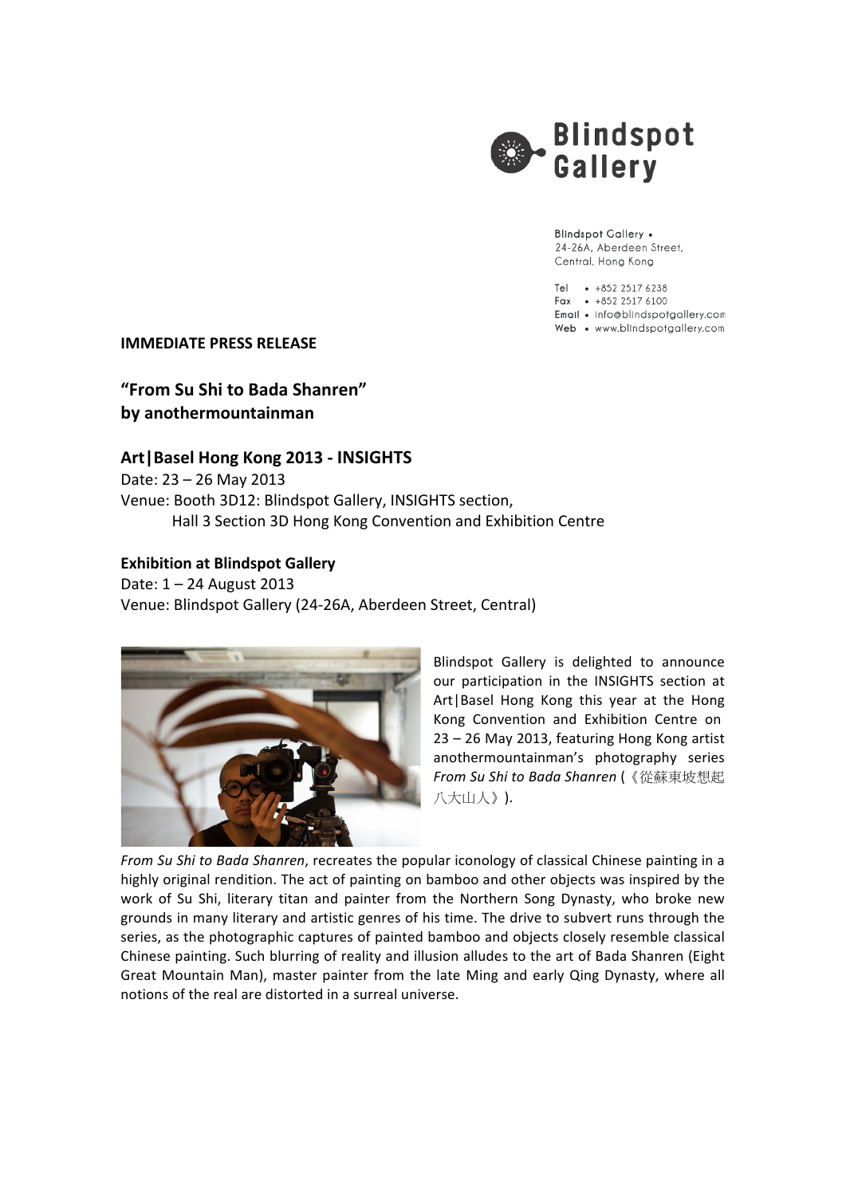Blindspot Gallery

Blindspot Gallery •
24-26A, Aberdeen Street,
Central, Hong Kong

Tel • +852 2517 6238
Fax • +852 2517 6100
Email • info@blindspotgallery.com
Web • www.blindspotgallery.com

**IMMEDIATE PRESS RELEASE**

## "From Su Shi to Bada Shanren"
## by anothermountainman

### Art|Basel Hong Kong 2013 - INSIGHTS

Date: 23 – 26 May 2013
Venue: Booth 3D12: Blindspot Gallery, INSIGHTS section,
Hall 3 Section 3D Hong Kong Convention and Exhibition Centre

### Exhibition at Blindspot Gallery

Date: 1 – 24 August 2013
Venue: Blindspot Gallery (24-26A, Aberdeen Street, Central)

Blindspot Gallery is delighted to announce our participation in the INSIGHTS section at Art|Basel Hong Kong this year at the Hong Kong Convention and Exhibition Centre on 23 – 26 May 2013, featuring Hong Kong artist anothermountainman's photography series *From Su Shi to Bada Shanren* (《從蘇東坡想起八大山人》).

*From Su Shi to Bada Shanren*, recreates the popular iconology of classical Chinese painting in a highly original rendition. The act of painting on bamboo and other objects was inspired by the work of Su Shi, literary titan and painter from the Northern Song Dynasty, who broke new grounds in many literary and artistic genres of his time. The drive to subvert runs through the series, as the photographic captures of painted bamboo and objects closely resemble classical Chinese painting. Such blurring of reality and illusion alludes to the art of Bada Shanren (Eight Great Mountain Man), master painter from the late Ming and early Qing Dynasty, where all notions of the real are distorted in a surreal universe.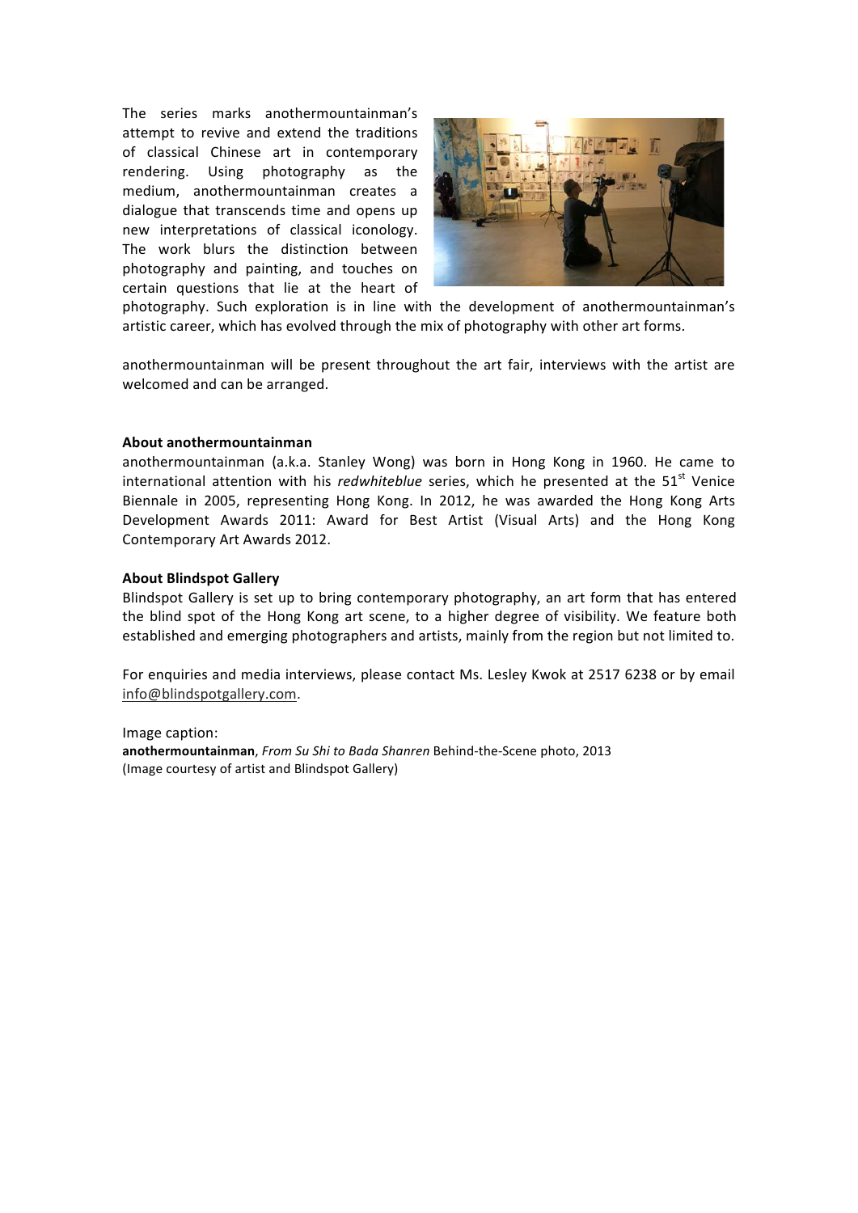The series marks anothermountainman's attempt to revive and extend the traditions of classical Chinese art in contemporary rendering. Using photography as the medium, anothermountainman creates a dialogue that transcends time and opens up new interpretations of classical iconology. The work blurs the distinction between photography and painting, and touches on certain questions that lie at the heart of photography. Such exploration is in line with the development of anothermountainman's artistic career, which has evolved through the mix of photography with other art forms.

anothermountainman will be present throughout the art fair, interviews with the artist are welcomed and can be arranged.

**About anothermountainman**

anothermountainman (a.k.a. Stanley Wong) was born in Hong Kong in 1960. He came to international attention with his *redwhiteblue* series, which he presented at the 51st Venice Biennale in 2005, representing Hong Kong. In 2012, he was awarded the Hong Kong Arts Development Awards 2011: Award for Best Artist (Visual Arts) and the Hong Kong Contemporary Art Awards 2012.

**About Blindspot Gallery**

Blindspot Gallery is set up to bring contemporary photography, an art form that has entered the blind spot of the Hong Kong art scene, to a higher degree of visibility. We feature both established and emerging photographers and artists, mainly from the region but not limited to.

For enquiries and media interviews, please contact Ms. Lesley Kwok at 2517 6238 or by email info@blindspotgallery.com.

Image caption:
**anothermountainman**, *From Su Shi to Bada Shanren* Behind-the-Scene photo, 2013
(Image courtesy of artist and Blindspot Gallery)